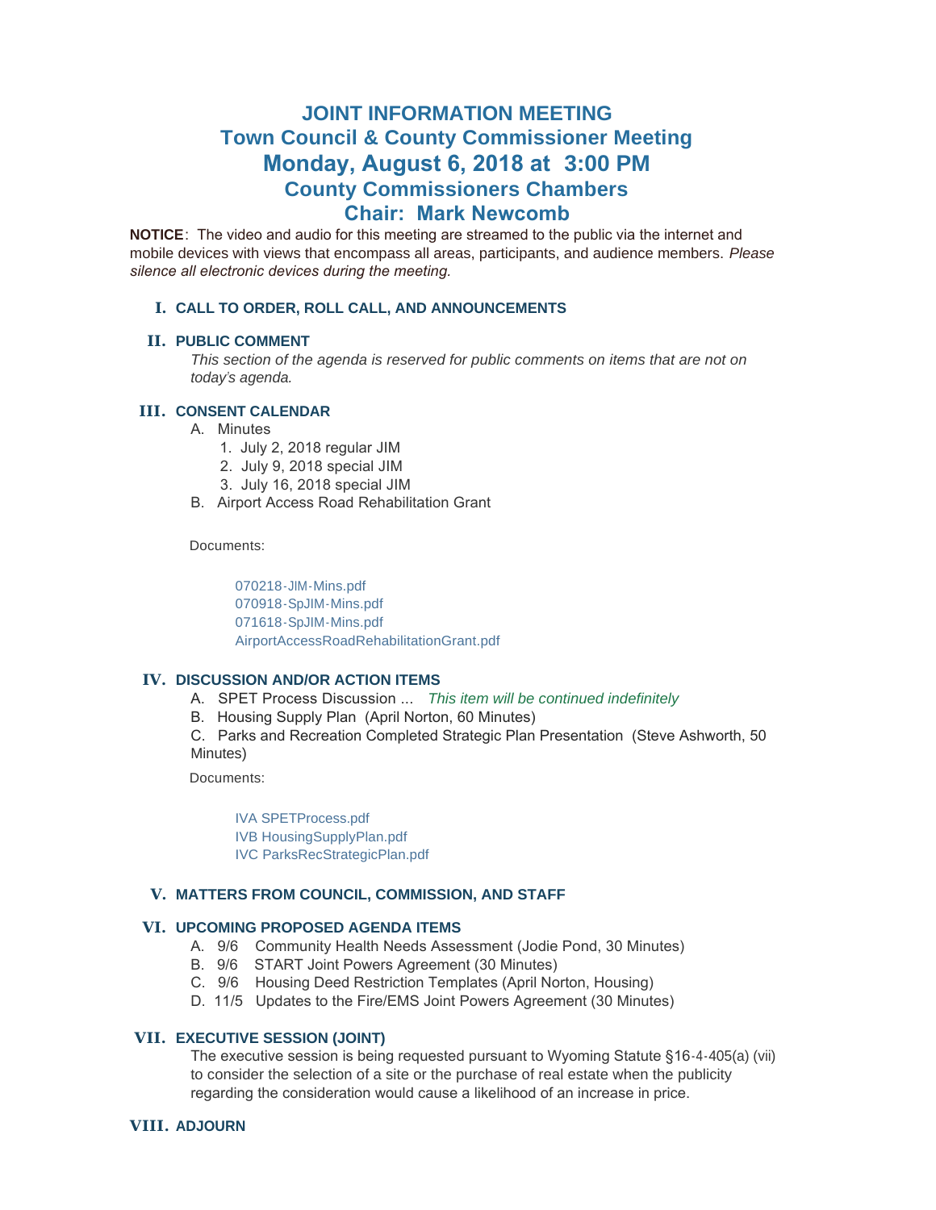# JOINT INFORMATION MEETING

## Town Council & County Commissioner Meeting

## Monday, August 6, 2018 at 3:00 PM

## County Commissioners Chambers

## Chair: Mark Newcomb

**NOTICE**: The video and audio for this meeting are streamed to the public via the internet and mobile devices with views that encompass all areas, participants, and audience members. *Please silence all electronic devices during the meeting.*

### I. CALL TO ORDER, ROLL CALL, AND ANNOUNCEMENTS

### II. PUBLIC COMMENT

*This section of the agenda is reserved for public comments on items that are not on today's agenda.*

### III. CONSENT CALENDAR

A. Minutes
   1. July 2, 2018 regular JIM
   2. July 9, 2018 special JIM
   3. July 16, 2018 special JIM

B. Airport Access Road Rehabilitation Grant

Documents:

- 070218-JIM-Mins.pdf
- 070918-SpJIM-Mins.pdf
- 071618-SpJIM-Mins.pdf
- AirportAccessRoadRehabilitationGrant.pdf

### IV. DISCUSSION AND/OR ACTION ITEMS

A. SPET Process Discussion ... *This item will be continued indefinitely*

B. Housing Supply Plan (April Norton, 60 Minutes)

C. Parks and Recreation Completed Strategic Plan Presentation (Steve Ashworth, 50 Minutes)

Documents:

- IVA SPETProcess.pdf
- IVB HousingSupplyPlan.pdf
- IVC ParksRecStrategicPlan.pdf

### V. MATTERS FROM COUNCIL, COMMISSION, AND STAFF

### VI. UPCOMING PROPOSED AGENDA ITEMS

A. 9/6 Community Health Needs Assessment (Jodie Pond, 30 Minutes)

B. 9/6 START Joint Powers Agreement (30 Minutes)

C. 9/6 Housing Deed Restriction Templates (April Norton, Housing)

D. 11/5 Updates to the Fire/EMS Joint Powers Agreement (30 Minutes)

### VII. EXECUTIVE SESSION (JOINT)

The executive session is being requested pursuant to Wyoming Statute §16-4-405(a) (vii) to consider the selection of a site or the purchase of real estate when the publicity regarding the consideration would cause a likelihood of an increase in price.

### VIII. ADJOURN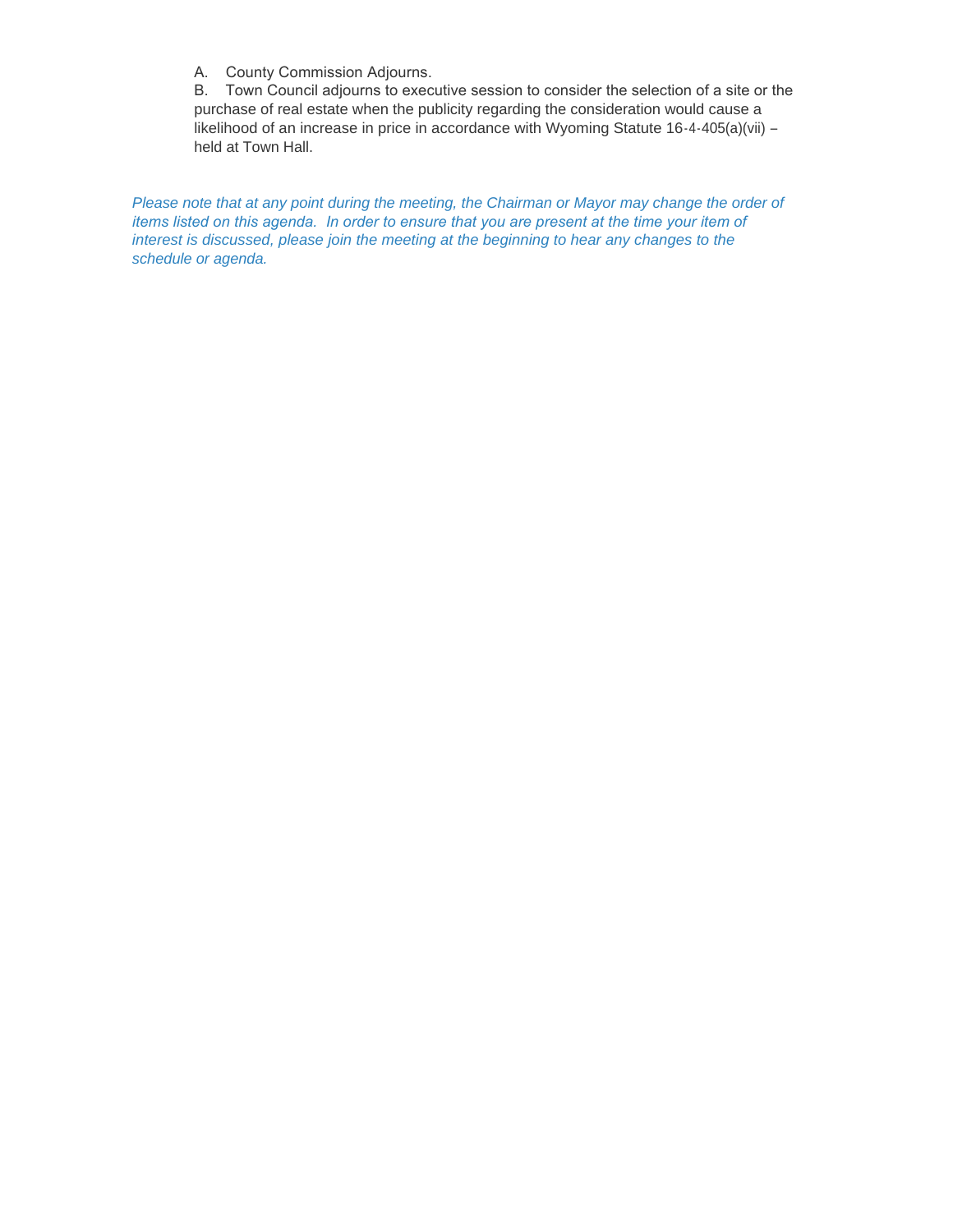A. County Commission Adjourns.

B. Town Council adjourns to executive session to consider the selection of a site or the purchase of real estate when the publicity regarding the consideration would cause a likelihood of an increase in price in accordance with Wyoming Statute 16-4-405(a)(vii) – held at Town Hall.

*Please note that at any point during the meeting, the Chairman or Mayor may change the order of items listed on this agenda. In order to ensure that you are present at the time your item of interest is discussed, please join the meeting at the beginning to hear any changes to the schedule or agenda.*